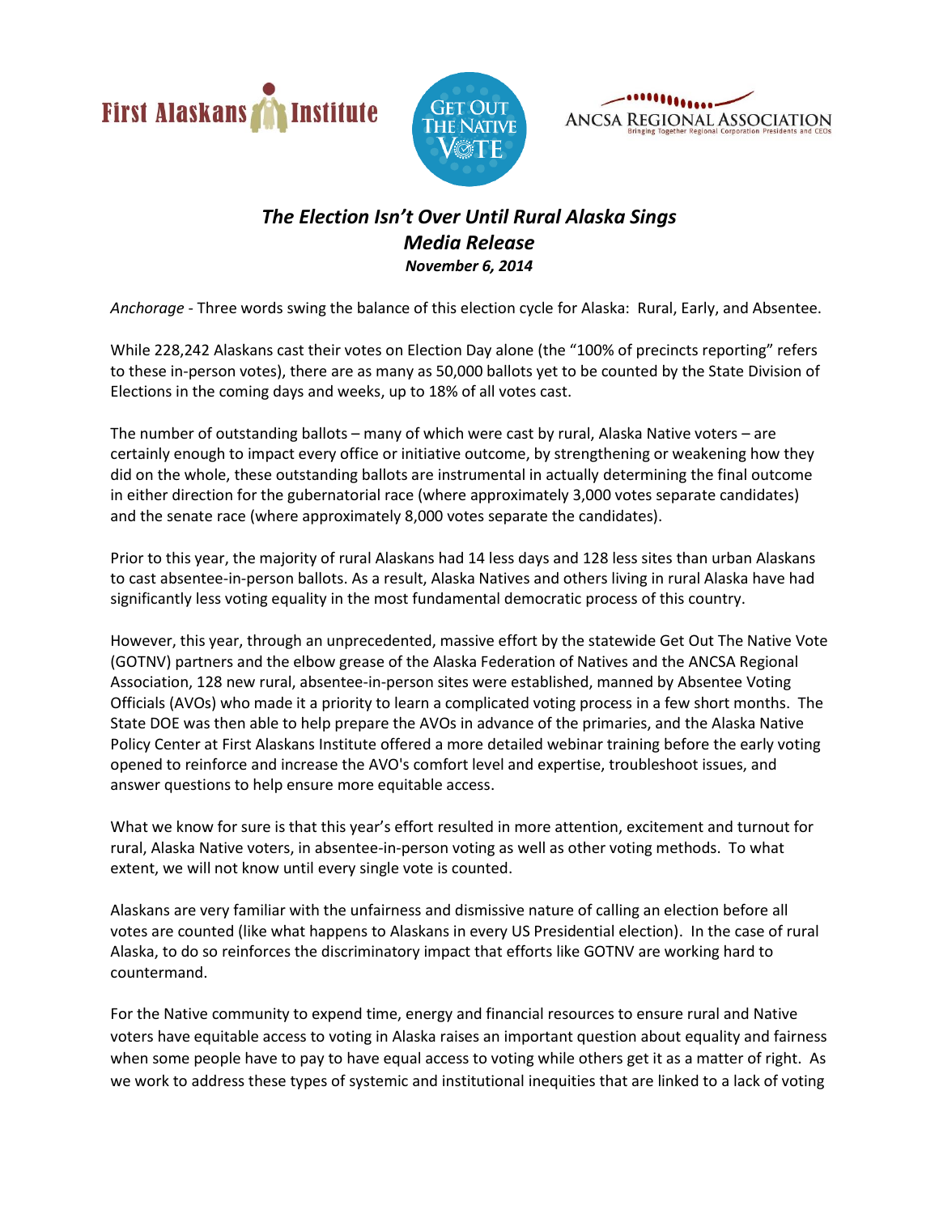First Alaskans Institute | Get Out The Native Vote | ANCSA Regional Association — Bringing Together Regional Corporation Presidents and CEOs

# *The Election Isn't Over Until Rural Alaska Sings*
## *Media Release*
### *November 6, 2014*

*Anchorage* - Three words swing the balance of this election cycle for Alaska: Rural, Early, and Absentee.

While 228,242 Alaskans cast their votes on Election Day alone (the "100% of precincts reporting" refers to these in-person votes), there are as many as 50,000 ballots yet to be counted by the State Division of Elections in the coming days and weeks, up to 18% of all votes cast.

The number of outstanding ballots – many of which were cast by rural, Alaska Native voters – are certainly enough to impact every office or initiative outcome, by strengthening or weakening how they did on the whole, these outstanding ballots are instrumental in actually determining the final outcome in either direction for the gubernatorial race (where approximately 3,000 votes separate candidates) and the senate race (where approximately 8,000 votes separate the candidates).

Prior to this year, the majority of rural Alaskans had 14 less days and 128 less sites than urban Alaskans to cast absentee-in-person ballots. As a result, Alaska Natives and others living in rural Alaska have had significantly less voting equality in the most fundamental democratic process of this country.

However, this year, through an unprecedented, massive effort by the statewide Get Out The Native Vote (GOTNV) partners and the elbow grease of the Alaska Federation of Natives and the ANCSA Regional Association, 128 new rural, absentee-in-person sites were established, manned by Absentee Voting Officials (AVOs) who made it a priority to learn a complicated voting process in a few short months. The State DOE was then able to help prepare the AVOs in advance of the primaries, and the Alaska Native Policy Center at First Alaskans Institute offered a more detailed webinar training before the early voting opened to reinforce and increase the AVO's comfort level and expertise, troubleshoot issues, and answer questions to help ensure more equitable access.

What we know for sure is that this year's effort resulted in more attention, excitement and turnout for rural, Alaska Native voters, in absentee-in-person voting as well as other voting methods. To what extent, we will not know until every single vote is counted.

Alaskans are very familiar with the unfairness and dismissive nature of calling an election before all votes are counted (like what happens to Alaskans in every US Presidential election). In the case of rural Alaska, to do so reinforces the discriminatory impact that efforts like GOTNV are working hard to countermand.

For the Native community to expend time, energy and financial resources to ensure rural and Native voters have equitable access to voting in Alaska raises an important question about equality and fairness when some people have to pay to have equal access to voting while others get it as a matter of right. As we work to address these types of systemic and institutional inequities that are linked to a lack of voting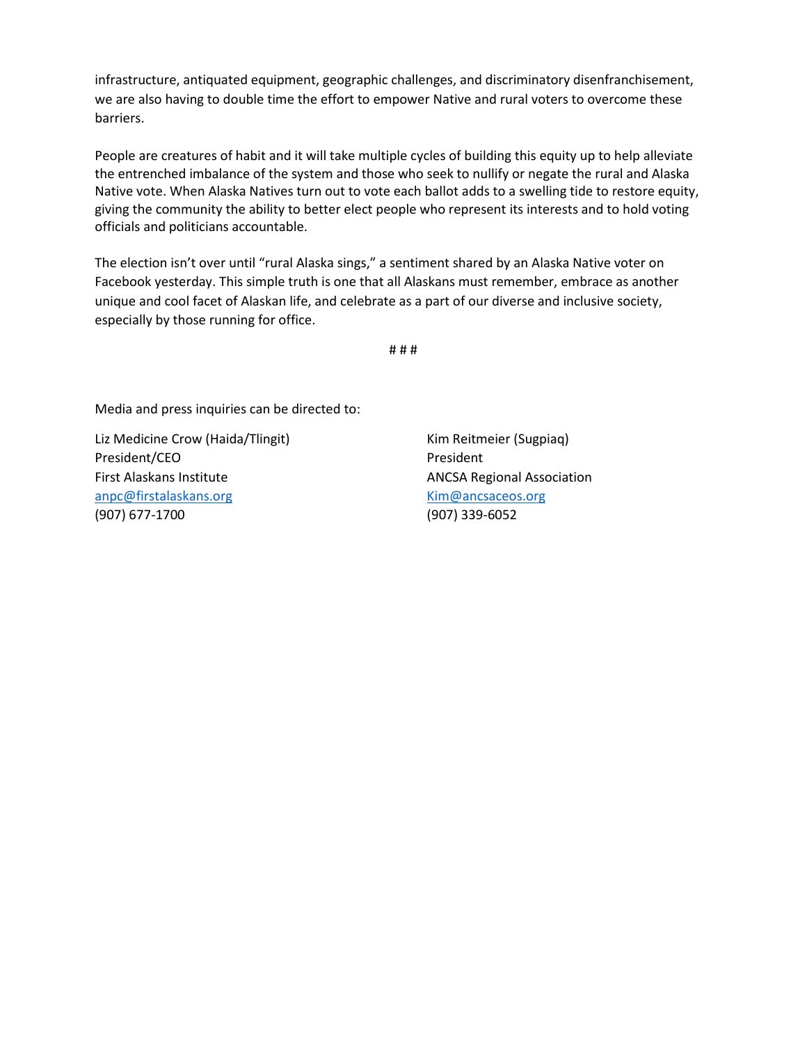infrastructure, antiquated equipment, geographic challenges, and discriminatory disenfranchisement, we are also having to double time the effort to empower Native and rural voters to overcome these barriers.

People are creatures of habit and it will take multiple cycles of building this equity up to help alleviate the entrenched imbalance of the system and those who seek to nullify or negate the rural and Alaska Native vote. When Alaska Natives turn out to vote each ballot adds to a swelling tide to restore equity, giving the community the ability to better elect people who represent its interests and to hold voting officials and politicians accountable.

The election isn't over until "rural Alaska sings," a sentiment shared by an Alaska Native voter on Facebook yesterday. This simple truth is one that all Alaskans must remember, embrace as another unique and cool facet of Alaskan life, and celebrate as a part of our diverse and inclusive society, especially by those running for office.

# # #

Media and press inquiries can be directed to:

Liz Medicine Crow (Haida/Tlingit)
President/CEO
First Alaskans Institute
anpc@firstalaskans.org
(907) 677-1700

Kim Reitmeier (Sugpiaq)
President
ANCSA Regional Association
Kim@ancsaceos.org
(907) 339-6052